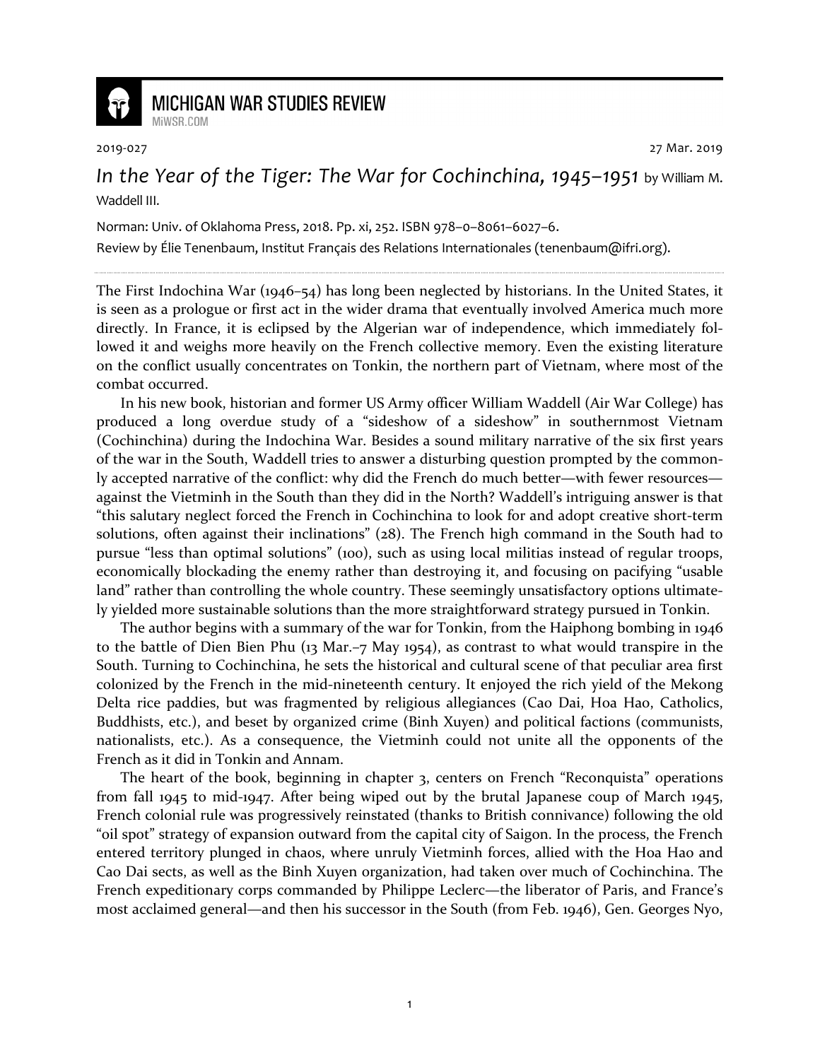# MICHIGAN WAR STUDIES REVIEW

MiWSR.COM

2019-027 27 Mar. 2019

## *In the Year of the Tiger: The War for Cochinchina, 1945–1951* by William M. Waddell III.

Norman: Univ. of Oklahoma Press, 2018. Pp. xi, 252. ISBN 978–0–8061–6027–6.

Review by Élie Tenenbaum, Institut Français des Relations Internationales (tenenbaum@ifri.org).

---

The First Indochina War (1946–54) has long been neglected by historians. In the United States, it is seen as a prologue or first act in the wider drama that eventually involved America much more directly. In France, it is eclipsed by the Algerian war of independence, which immediately followed it and weighs more heavily on the French collective memory. Even the existing literature on the conflict usually concentrates on Tonkin, the northern part of Vietnam, where most of the combat occurred.

In his new book, historian and former US Army officer William Waddell (Air War College) has produced a long overdue study of a "sideshow of a sideshow" in southernmost Vietnam (Cochinchina) during the Indochina War. Besides a sound military narrative of the six first years of the war in the South, Waddell tries to answer a disturbing question prompted by the commonly accepted narrative of the conflict: why did the French do much better—with fewer resources—against the Vietminh in the South than they did in the North? Waddell's intriguing answer is that "this salutary neglect forced the French in Cochinchina to look for and adopt creative short-term solutions, often against their inclinations" (28). The French high command in the South had to pursue "less than optimal solutions" (100), such as using local militias instead of regular troops, economically blockading the enemy rather than destroying it, and focusing on pacifying "usable land" rather than controlling the whole country. These seemingly unsatisfactory options ultimately yielded more sustainable solutions than the more straightforward strategy pursued in Tonkin.

The author begins with a summary of the war for Tonkin, from the Haiphong bombing in 1946 to the battle of Dien Bien Phu (13 Mar.–7 May 1954), as contrast to what would transpire in the South. Turning to Cochinchina, he sets the historical and cultural scene of that peculiar area first colonized by the French in the mid-nineteenth century. It enjoyed the rich yield of the Mekong Delta rice paddies, but was fragmented by religious allegiances (Cao Dai, Hoa Hao, Catholics, Buddhists, etc.), and beset by organized crime (Binh Xuyen) and political factions (communists, nationalists, etc.). As a consequence, the Vietminh could not unite all the opponents of the French as it did in Tonkin and Annam.

The heart of the book, beginning in chapter 3, centers on French "Reconquista" operations from fall 1945 to mid-1947. After being wiped out by the brutal Japanese coup of March 1945, French colonial rule was progressively reinstated (thanks to British connivance) following the old "oil spot" strategy of expansion outward from the capital city of Saigon. In the process, the French entered territory plunged in chaos, where unruly Vietminh forces, allied with the Hoa Hao and Cao Dai sects, as well as the Binh Xuyen organization, had taken over much of Cochinchina. The French expeditionary corps commanded by Philippe Leclerc—the liberator of Paris, and France's most acclaimed general—and then his successor in the South (from Feb. 1946), Gen. Georges Nyo,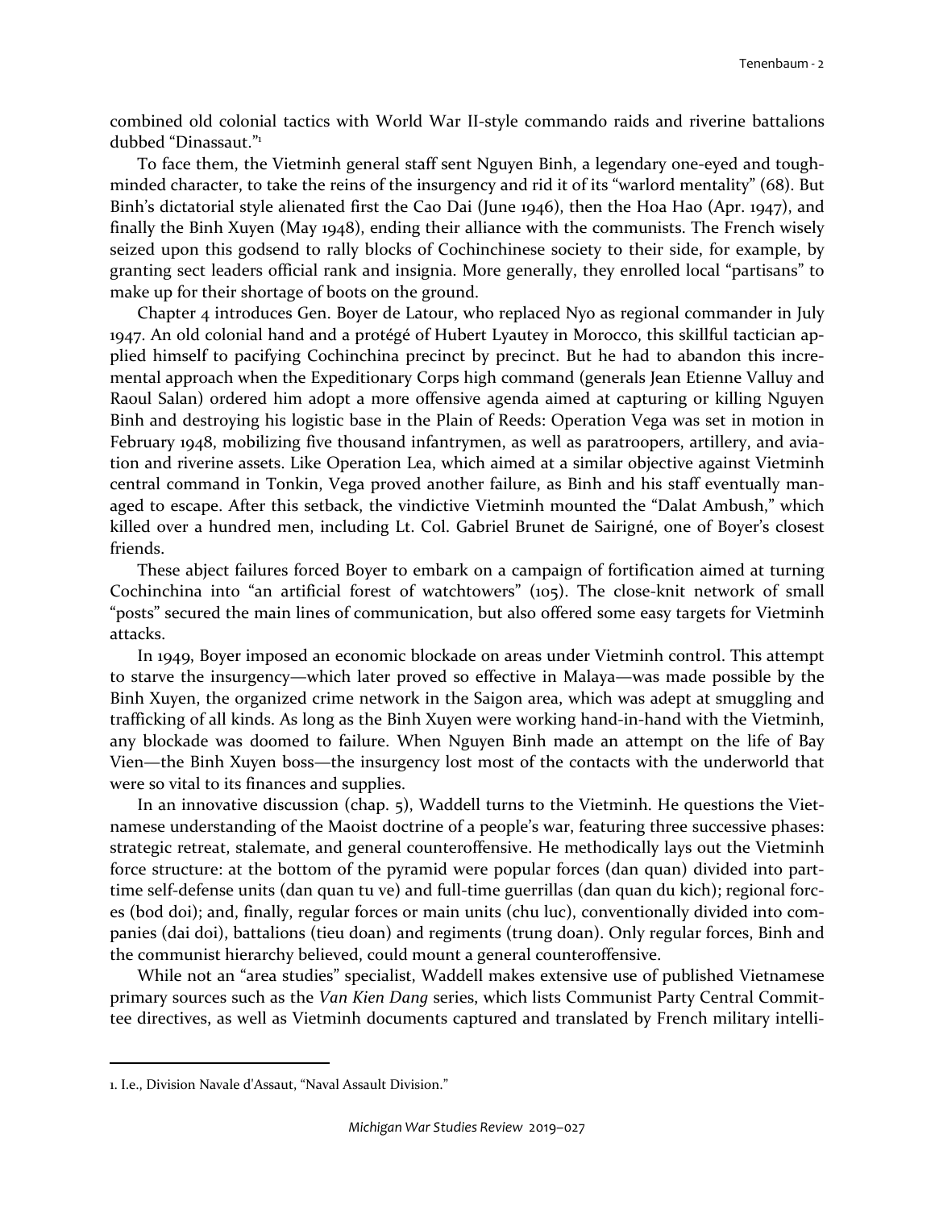combined old colonial tactics with World War II-style commando raids and riverine battalions dubbed "Dinassaut."[1]

To face them, the Vietminh general staff sent Nguyen Binh, a legendary one-eyed and tough-minded character, to take the reins of the insurgency and rid it of its "warlord mentality" (68). But Binh's dictatorial style alienated first the Cao Dai (June 1946), then the Hoa Hao (Apr. 1947), and finally the Binh Xuyen (May 1948), ending their alliance with the communists. The French wisely seized upon this godsend to rally blocks of Cochinchinese society to their side, for example, by granting sect leaders official rank and insignia. More generally, they enrolled local "partisans" to make up for their shortage of boots on the ground.

Chapter 4 introduces Gen. Boyer de Latour, who replaced Nyo as regional commander in July 1947. An old colonial hand and a protégé of Hubert Lyautey in Morocco, this skillful tactician applied himself to pacifying Cochinchina precinct by precinct. But he had to abandon this incremental approach when the Expeditionary Corps high command (generals Jean Etienne Valluy and Raoul Salan) ordered him adopt a more offensive agenda aimed at capturing or killing Nguyen Binh and destroying his logistic base in the Plain of Reeds: Operation Vega was set in motion in February 1948, mobilizing five thousand infantrymen, as well as paratroopers, artillery, and aviation and riverine assets. Like Operation Lea, which aimed at a similar objective against Vietminh central command in Tonkin, Vega proved another failure, as Binh and his staff eventually managed to escape. After this setback, the vindictive Vietminh mounted the "Dalat Ambush," which killed over a hundred men, including Lt. Col. Gabriel Brunet de Sairigné, one of Boyer's closest friends.

These abject failures forced Boyer to embark on a campaign of fortification aimed at turning Cochinchina into "an artificial forest of watchtowers" (105). The close-knit network of small "posts" secured the main lines of communication, but also offered some easy targets for Vietminh attacks.

In 1949, Boyer imposed an economic blockade on areas under Vietminh control. This attempt to starve the insurgency—which later proved so effective in Malaya—was made possible by the Binh Xuyen, the organized crime network in the Saigon area, which was adept at smuggling and trafficking of all kinds. As long as the Binh Xuyen were working hand-in-hand with the Vietminh, any blockade was doomed to failure. When Nguyen Binh made an attempt on the life of Bay Vien—the Binh Xuyen boss—the insurgency lost most of the contacts with the underworld that were so vital to its finances and supplies.

In an innovative discussion (chap. 5), Waddell turns to the Vietminh. He questions the Vietnamese understanding of the Maoist doctrine of a people's war, featuring three successive phases: strategic retreat, stalemate, and general counteroffensive. He methodically lays out the Vietminh force structure: at the bottom of the pyramid were popular forces (dan quan) divided into part-time self-defense units (dan quan tu ve) and full-time guerrillas (dan quan du kich); regional forces (bod doi); and, finally, regular forces or main units (chu luc), conventionally divided into companies (dai doi), battalions (tieu doan) and regiments (trung doan). Only regular forces, Binh and the communist hierarchy believed, could mount a general counteroffensive.

While not an "area studies" specialist, Waddell makes extensive use of published Vietnamese primary sources such as the *Van Kien Dang* series, which lists Communist Party Central Committee directives, as well as Vietminh documents captured and translated by French military intelli-

---

1. I.e., Division Navale d'Assaut, "Naval Assault Division."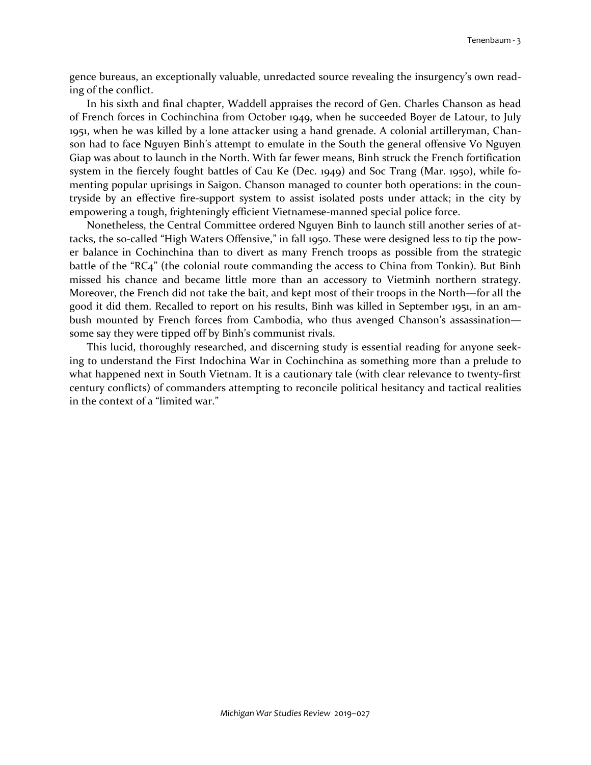gence bureaus, an exceptionally valuable, unredacted source revealing the insurgency's own reading of the conflict.

In his sixth and final chapter, Waddell appraises the record of Gen. Charles Chanson as head of French forces in Cochinchina from October 1949, when he succeeded Boyer de Latour, to July 1951, when he was killed by a lone attacker using a hand grenade. A colonial artilleryman, Chanson had to face Nguyen Binh's attempt to emulate in the South the general offensive Vo Nguyen Giap was about to launch in the North. With far fewer means, Binh struck the French fortification system in the fiercely fought battles of Cau Ke (Dec. 1949) and Soc Trang (Mar. 1950), while fomenting popular uprisings in Saigon. Chanson managed to counter both operations: in the countryside by an effective fire-support system to assist isolated posts under attack; in the city by empowering a tough, frighteningly efficient Vietnamese-manned special police force.

Nonetheless, the Central Committee ordered Nguyen Binh to launch still another series of attacks, the so-called "High Waters Offensive," in fall 1950. These were designed less to tip the power balance in Cochinchina than to divert as many French troops as possible from the strategic battle of the "RC4" (the colonial route commanding the access to China from Tonkin). But Binh missed his chance and became little more than an accessory to Vietminh northern strategy. Moreover, the French did not take the bait, and kept most of their troops in the North—for all the good it did them. Recalled to report on his results, Binh was killed in September 1951, in an ambush mounted by French forces from Cambodia, who thus avenged Chanson's assassination—some say they were tipped off by Binh's communist rivals.

This lucid, thoroughly researched, and discerning study is essential reading for anyone seeking to understand the First Indochina War in Cochinchina as something more than a prelude to what happened next in South Vietnam. It is a cautionary tale (with clear relevance to twenty-first century conflicts) of commanders attempting to reconcile political hesitancy and tactical realities in the context of a "limited war."